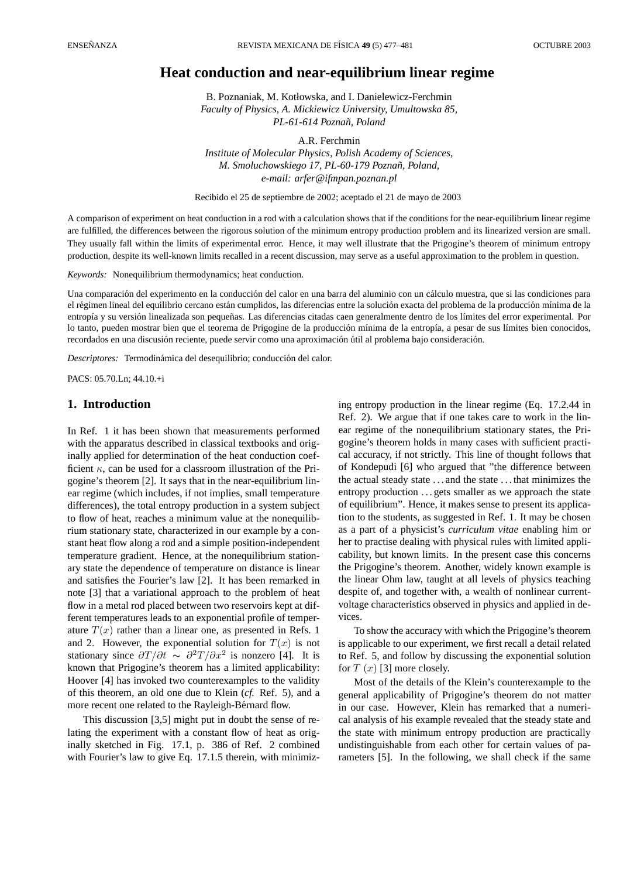# Heat conduction and near-equilibrium linear regime

B. Poznaniak, M. Kotłowska, and I. Danielewicz-Ferchmin
*Faculty of Physics, A. Mickiewicz University, Umultowska 85, PL-61-614 Poznañ, Poland*

A.R. Ferchmin
*Institute of Molecular Physics, Polish Academy of Sciences, M. Smoluchowskiego 17, PL-60-179 Poznañ, Poland, e-mail: arfer@ifmpan.poznan.pl*

Recibido el 25 de septiembre de 2002; aceptado el 21 de mayo de 2003

A comparison of experiment on heat conduction in a rod with a calculation shows that if the conditions for the near-equilibrium linear regime are fulfilled, the differences between the rigorous solution of the minimum entropy production problem and its linearized version are small. They usually fall within the limits of experimental error. Hence, it may well illustrate that the Prigogine's theorem of minimum entropy production, despite its well-known limits recalled in a recent discussion, may serve as a useful approximation to the problem in question.

*Keywords:* Nonequilibrium thermodynamics; heat conduction.

Una comparación del experimento en la conducción del calor en una barra del aluminio con un cálculo muestra, que si las condiciones para el régimen lineal del equilibrio cercano están cumplidos, las diferencias entre la solución exacta del problema de la producción mínima de la entropía y su versión linealizada son pequeñas. Las diferencias citadas caen generalmente dentro de los límites del error experimental. Por lo tanto, pueden mostrar bien que el teorema de Prigogine de la producción mínima de la entropía, a pesar de sus límites bien conocidos, recordados en una discusión reciente, puede servir como una aproximación útil al problema bajo consideración.

*Descriptores:* Termodinámica del desequilibrio; conducción del calor.

PACS: 05.70.Ln; 44.10.+i

## 1. Introduction

In Ref. 1 it has been shown that measurements performed with the apparatus described in classical textbooks and originally applied for determination of the heat conduction coefficient $\kappa$, can be used for a classroom illustration of the Prigogine's theorem [2]. It says that in the near-equilibrium linear regime (which includes, if not implies, small temperature differences), the total entropy production in a system subject to flow of heat, reaches a minimum value at the nonequilibrium stationary state, characterized in our example by a constant heat flow along a rod and a simple position-independent temperature gradient. Hence, at the nonequilibrium stationary state the dependence of temperature on distance is linear and satisfies the Fourier's law [2]. It has been remarked in note [3] that a variational approach to the problem of heat flow in a metal rod placed between two reservoirs kept at different temperatures leads to an exponential profile of temperature $T(x)$ rather than a linear one, as presented in Refs. 1 and 2. However, the exponential solution for $T(x)$ is not stationary since $\partial T/\partial t \sim \partial^2 T/\partial x^2$ is nonzero [4]. It is known that Prigogine's theorem has a limited applicability: Hoover [4] has invoked two counterexamples to the validity of this theorem, an old one due to Klein (*cf.* Ref. 5), and a more recent one related to the Rayleigh-Bérnard flow.

This discussion [3,5] might put in doubt the sense of relating the experiment with a constant flow of heat as originally sketched in Fig. 17.1, p. 386 of Ref. 2 combined with Fourier's law to give Eq. 17.1.5 therein, with minimizing entropy production in the linear regime (Eq. 17.2.44 in Ref. 2). We argue that if one takes care to work in the linear regime of the nonequilibrium stationary states, the Prigogine's theorem holds in many cases with sufficient practical accuracy, if not strictly. This line of thought follows that of Kondepudi [6] who argued that "the difference between the actual steady state . . . and the state . . . that minimizes the entropy production . . . gets smaller as we approach the state of equilibrium". Hence, it makes sense to present its application to the students, as suggested in Ref. 1. It may be chosen as a part of a physicist's *curriculum vitae* enabling him or her to practise dealing with physical rules with limited applicability, but known limits. In the present case this concerns the Prigogine's theorem. Another, widely known example is the linear Ohm law, taught at all levels of physics teaching despite of, and together with, a wealth of nonlinear current-voltage characteristics observed in physics and applied in devices.

To show the accuracy with which the Prigogine's theorem is applicable to our experiment, we first recall a detail related to Ref. 5, and follow by discussing the exponential solution for $T(x)$ [3] more closely.

Most of the details of the Klein's counterexample to the general applicability of Prigogine's theorem do not matter in our case. However, Klein has remarked that a numerical analysis of his example revealed that the steady state and the state with minimum entropy production are practically undistinguishable from each other for certain values of parameters [5]. In the following, we shall check if the same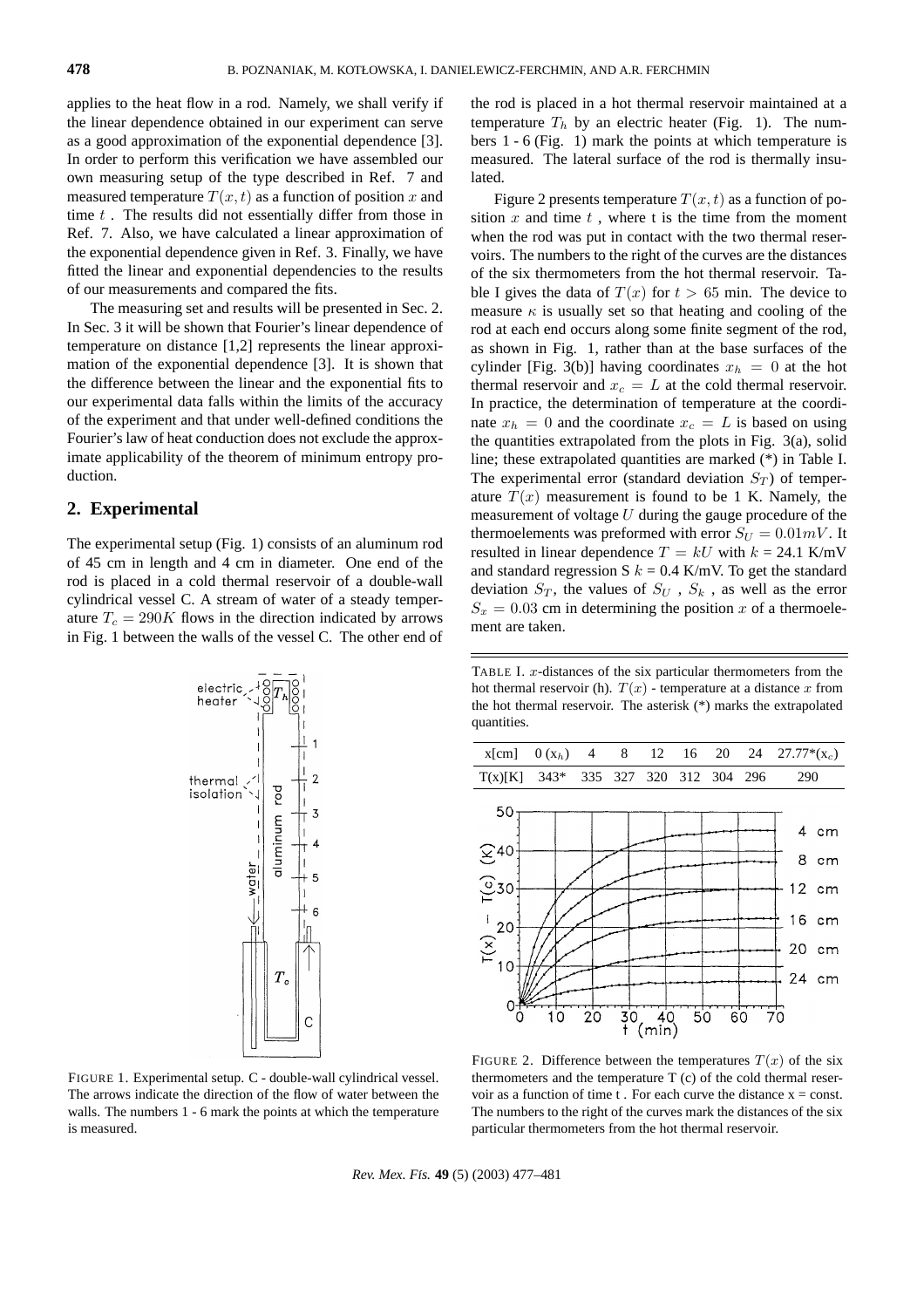applies to the heat flow in a rod. Namely, we shall verify if the linear dependence obtained in our experiment can serve as a good approximation of the exponential dependence [3]. In order to perform this verification we have assembled our own measuring setup of the type described in Ref. 7 and measured temperature $T(x,t)$ as a function of position $x$ and time $t$. The results did not essentially differ from those in Ref. 7. Also, we have calculated a linear approximation of the exponential dependence given in Ref. 3. Finally, we have fitted the linear and exponential dependencies to the results of our measurements and compared the fits.

The measuring set and results will be presented in Sec. 2. In Sec. 3 it will be shown that Fourier's linear dependence of temperature on distance [1,2] represents the linear approximation of the exponential dependence [3]. It is shown that the difference between the linear and the exponential fits to our experimental data falls within the limits of the accuracy of the experiment and that under well-defined conditions the Fourier's law of heat conduction does not exclude the approximate applicability of the theorem of minimum entropy production.

## 2. Experimental

The experimental setup (Fig. 1) consists of an aluminum rod of 45 cm in length and 4 cm in diameter. One end of the rod is placed in a cold thermal reservoir of a double-wall cylindrical vessel C. A stream of water of a steady temperature $T_c = 290K$ flows in the direction indicated by arrows in Fig. 1 between the walls of the vessel C. The other end of the rod is placed in a hot thermal reservoir maintained at a temperature $T_h$ by an electric heater (Fig. 1). The numbers 1 - 6 (Fig. 1) mark the points at which temperature is measured. The lateral surface of the rod is thermally insulated.

FIGURE 1. Experimental setup. C - double-wall cylindrical vessel. The arrows indicate the direction of the flow of water between the walls. The numbers 1 - 6 mark the points at which the temperature is measured.

Figure 2 presents temperature $T(x,t)$ as a function of position $x$ and time $t$, where t is the time from the moment when the rod was put in contact with the two thermal reservoirs. The numbers to the right of the curves are the distances of the six thermometers from the hot thermal reservoir. Table I gives the data of $T(x)$ for $t > 65$ min. The device to measure $\kappa$ is usually set so that heating and cooling of the rod at each end occurs along some finite segment of the rod, as shown in Fig. 1, rather than at the base surfaces of the cylinder [Fig. 3(b)] having coordinates $x_h = 0$ at the hot thermal reservoir and $x_c = L$ at the cold thermal reservoir. In practice, the determination of temperature at the coordinate $x_h = 0$ and the coordinate $x_c = L$ is based on using the quantities extrapolated from the plots in Fig. 3(a), solid line; these extrapolated quantities are marked (*) in Table I. The experimental error (standard deviation $S_T$) of temperature $T(x)$ measurement is found to be 1 K. Namely, the measurement of voltage $U$ during the gauge procedure of the thermoelements was preformed with error $S_U = 0.01 mV$. It resulted in linear dependence $T = kU$ with $k$ = 24.1 K/mV and standard regression S $k$ = 0.4 K/mV. To get the standard deviation $S_T$, the values of $S_U$, $S_k$, as well as the error $S_x = 0.03$ cm in determining the position $x$ of a thermoelement are taken.

TABLE I. $x$-distances of the six particular thermometers from the hot thermal reservoir (h). $T(x)$ - temperature at a distance $x$ from the hot thermal reservoir. The asterisk (*) marks the extrapolated quantities.

| x[cm] | 0 ($x_h$) | 4 | 8 | 12 | 16 | 20 | 24 | 27.77*($x_c$) |
|---|---|---|---|---|---|---|---|---|
| T(x)[K] | 343* | 335 | 327 | 320 | 312 | 304 | 296 | 290 |

FIGURE 2. Difference between the temperatures $T(x)$ of the six thermometers and the temperature T (c) of the cold thermal reservoir as a function of time t . For each curve the distance x = const. The numbers to the right of the curves mark the distances of the six particular thermometers from the hot thermal reservoir.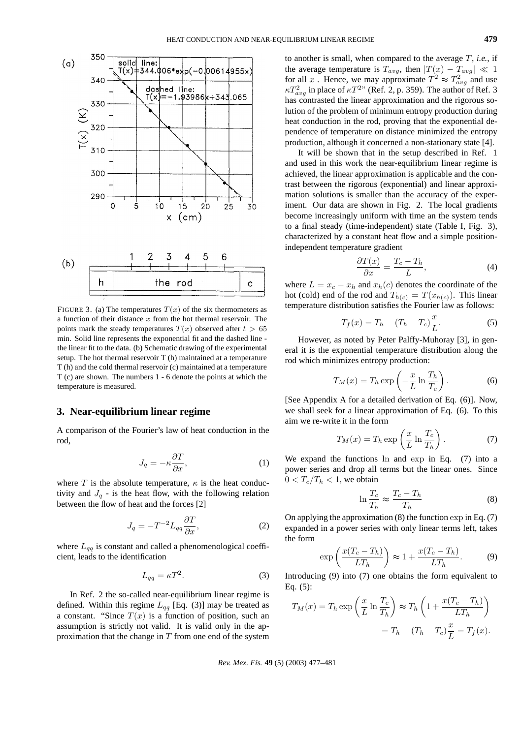FIGURE 3. (a) The temperatures $T(x)$ of the six thermometers as a function of their distance $x$ from the hot thermal reservoir. The points mark the steady temperatures $T(x)$ observed after $t > 65$ min. Solid line represents the exponential fit and the dashed line - the linear fit to the data. (b) Schematic drawing of the experimental setup. The hot thermal reservoir T (h) maintained at a temperature T (h) and the cold thermal reservoir (c) maintained at a temperature T (c) are shown. The numbers 1 - 6 denote the points at which the temperature is measured.

## 3. Near-equilibrium linear regime

A comparison of the Fourier's law of heat conduction in the rod,

$$J_q = -\kappa \frac{\partial T}{\partial x}, \tag{1}$$

where $T$ is the absolute temperature, $\kappa$ is the heat conductivity and $J_q$ - is the heat flow, with the following relation between the flow of heat and the forces [2]

$$J_q = -T^{-2} L_{qq} \frac{\partial T}{\partial x}, \tag{2}$$

where $L_{qq}$ is constant and called a phenomenological coefficient, leads to the identification

$$L_{qq} = \kappa T^2. \tag{3}$$

In Ref. 2 the so-called near-equilibrium linear regime is defined. Within this regime $L_{qq}$ [Eq. (3)] may be treated as a constant. "Since $T(x)$ is a function of position, such an assumption is strictly not valid. It is valid only in the approximation that the change in $T$ from one end of the system to another is small, when compared to the average $T$, *i.e.*, if the average temperature is $T_{avg}$, then $|T(x) - T_{avg}| \ll 1$ for all $x$ . Hence, we may approximate $T^2 \approx T_{avg}^2$ and use $\kappa T_{avg}^2$ in place of $\kappa T^2$" (Ref. 2, p. 359). The author of Ref. 3 has contrasted the linear approximation and the rigorous solution of the problem of minimum entropy production during heat conduction in the rod, proving that the exponential dependence of temperature on distance minimized the entropy production, although it concerned a non-stationary state [4].

It will be shown that in the setup described in Ref. 1 and used in this work the near-equilibrium linear regime is achieved, the linear approximation is applicable and the contrast between the rigorous (exponential) and linear approximation solutions is smaller than the accuracy of the experiment. Our data are shown in Fig. 2. The local gradients become increasingly uniform with time an the system tends to a final steady (time-independent) state (Table I, Fig. 3), characterized by a constant heat flow and a simple position-independent temperature gradient

$$\frac{\partial T(x)}{\partial x} = \frac{T_c - T_h}{L}, \tag{4}$$

where $L = x_c - x_h$ and $x_h(c)$ denotes the coordinate of the hot (cold) end of the rod and $T_{h(c)} = T(x_{h(c)})$. This linear temperature distribution satisfies the Fourier law as follows:

$$T_f(x) = T_h - (T_h - T_c)\frac{x}{L}. \tag{5}$$

However, as noted by Peter Palffy-Muhoray [3], in general it is the exponential temperature distribution along the rod which minimizes entropy production:

$$T_M(x) = T_h \exp\left(-\frac{x}{L}\ln\frac{T_h}{T_c}\right). \tag{6}$$

[See Appendix A for a detailed derivation of Eq. (6)]. Now, we shall seek for a linear approximation of Eq. (6). To this aim we re-write it in the form

$$T_M(x) = T_h \exp\left(\frac{x}{L}\ln\frac{T_c}{T_h}\right). \tag{7}$$

We expand the functions ln and exp in Eq. (7) into a power series and drop all terms but the linear ones. Since $0 < T_c/T_h < 1$, we obtain

$$\ln\frac{T_c}{T_h} \approx \frac{T_c - T_h}{T_h} \tag{8}$$

On applying the approximation (8) the function exp in Eq. (7) expanded in a power series with only linear terms left, takes the form

$$\exp\left(\frac{x(T_c - T_h)}{LT_h}\right) \approx 1 + \frac{x(T_c - T_h)}{LT_h}. \tag{9}$$

Introducing (9) into (7) one obtains the form equivalent to Eq. (5):

$$T_M(x) = T_h \exp\left(\frac{x}{L}\ln\frac{T_c}{T_h}\right) \approx T_h\left(1 + \frac{x(T_c - T_h)}{LT_h}\right)$$
$$= T_h - (T_h - T_c)\frac{x}{L} = T_f(x).$$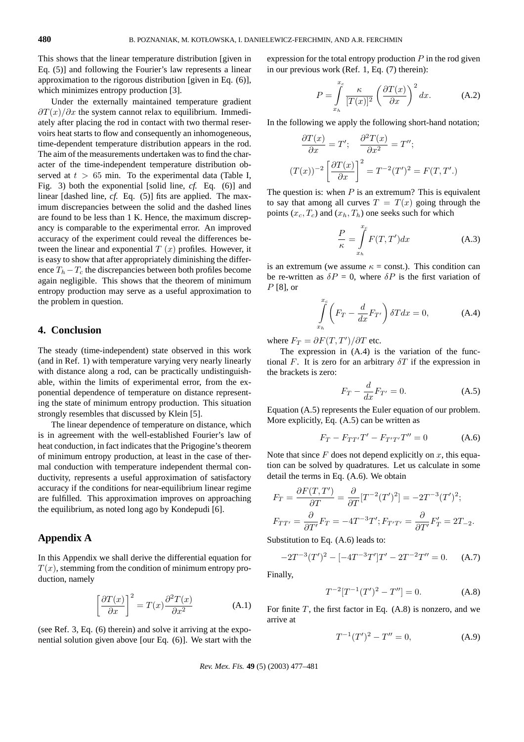This shows that the linear temperature distribution [given in Eq. (5)] and following the Fourier's law represents a linear approximation to the rigorous distribution [given in Eq. (6)], which minimizes entropy production [3].

Under the externally maintained temperature gradient $\partial T(x)/\partial x$ the system cannot relax to equilibrium. Immediately after placing the rod in contact with two thermal reservoirs heat starts to flow and consequently an inhomogeneous, time-dependent temperature distribution appears in the rod. The aim of the measurements undertaken was to find the character of the time-independent temperature distribution observed at $t > 65$ min. To the experimental data (Table I, Fig. 3) both the exponential [solid line, *cf.* Eq. (6)] and linear [dashed line, *cf.* Eq. (5)] fits are applied. The maximum discrepancies between the solid and the dashed lines are found to be less than 1 K. Hence, the maximum discrepancy is comparable to the experimental error. An improved accuracy of the experiment could reveal the differences between the linear and exponential $T\ (x)$ profiles. However, it is easy to show that after appropriately diminishing the difference $T_h - T_c$ the discrepancies between both profiles become again negligible. This shows that the theorem of minimum entropy production may serve as a useful approximation to the problem in question.

## 4. Conclusion

The steady (time-independent) state observed in this work (and in Ref. 1) with temperature varying very nearly linearly with distance along a rod, can be practically undistinguishable, within the limits of experimental error, from the exponential dependence of temperature on distance representing the state of minimum entropy production. This situation strongly resembles that discussed by Klein [5].

The linear dependence of temperature on distance, which is in agreement with the well-established Fourier's law of heat conduction, in fact indicates that the Prigogine's theorem of minimum entropy production, at least in the case of thermal conduction with temperature independent thermal conductivity, represents a useful approximation of satisfactory accuracy if the conditions for near-equilibrium linear regime are fulfilled. This approximation improves on approaching the equilibrium, as noted long ago by Kondepudi [6].

## Appendix A

In this Appendix we shall derive the differential equation for $T(x)$, stemming from the condition of minimum entropy production, namely

$$\left[\frac{\partial T(x)}{\partial x}\right]^2 = T(x)\frac{\partial^2 T(x)}{\partial x^2} \tag{A.1}$$

(see Ref. 3, Eq. (6) therein) and solve it arriving at the exponential solution given above [our Eq. (6)]. We start with the expression for the total entropy production $P$ in the rod given in our previous work (Ref. 1, Eq. (7) therein):

$$P = \int_{x_h}^{x_c} \frac{\kappa}{[T(x)]^2}\left(\frac{\partial T(x)}{\partial x}\right)^2 dx. \tag{A.2}$$

In the following we apply the following short-hand notation;

$$\frac{\partial T(x)}{\partial x} = T'; \quad \frac{\partial^2 T(x)}{\partial x^2} = T'';$$

$$(T(x))^{-2}\left[\frac{\partial T(x)}{\partial x}\right]^2 = T^{-2}(T')^2 = F(T, T'.)$$

The question is: when $P$ is an extremum? This is equivalent to say that among all curves $T = T(x)$ going through the points $(x_c, T_c)$ and $(x_h, T_h)$ one seeks such for which

$$\frac{P}{\kappa} = \int_{x_h}^{x_c} F(T, T')dx \tag{A.3}$$

is an extremum (we assume $\kappa$ = const.). This condition can be re-written as $\delta P$ = 0, where $\delta P$ is the first variation of $P$ [8], or

$$\int_{x_h}^{x_c}\left(F_T - \frac{d}{dx}F_{T'}\right)\delta T dx = 0, \tag{A.4}$$

where $F_T = \partial F(T, T')/\partial T$ etc.

The expression in (A.4) is the variation of the functional $F$. It is zero for an arbitrary $\delta T$ if the expression in the brackets is zero:

$$F_T - \frac{d}{dx}F_{T'} = 0. \tag{A.5}$$

Equation (A.5) represents the Euler equation of our problem. More explicitly, Eq. (A.5) can be written as

$$F_T - F_{TT'}T' - F_{T'T'}T'' = 0 \tag{A.6}$$

Note that since $F$ does not depend explicitly on $x$, this equation can be solved by quadratures. Let us calculate in some detail the terms in Eq. (A.6). We obtain

$$F_T = \frac{\partial F(T, T')}{\partial T} = \frac{\partial}{\partial T}[T^{-2}(T')^2] = -2T^{-3}(T')^2;$$

$$F_{TT'} = \frac{\partial}{\partial T'}F_T = -4T^{-3}T'; F_{T'T'} = \frac{\partial}{\partial T'}F'_T = 2T_{-2}.$$

Substitution to Eq. (A.6) leads to:

$$-2T^{-3}(T')^2 - [-4T^{-3}T']T' - 2T^{-2}T'' = 0. \tag{A.7}$$

Finally,

$$T^{-2}[T^{-1}(T')^2 - T''] = 0. \tag{A.8}$$

For finite $T$, the first factor in Eq. (A.8) is nonzero, and we arrive at

$$T^{-1}(T')^2 - T'' = 0, \tag{A.9}$$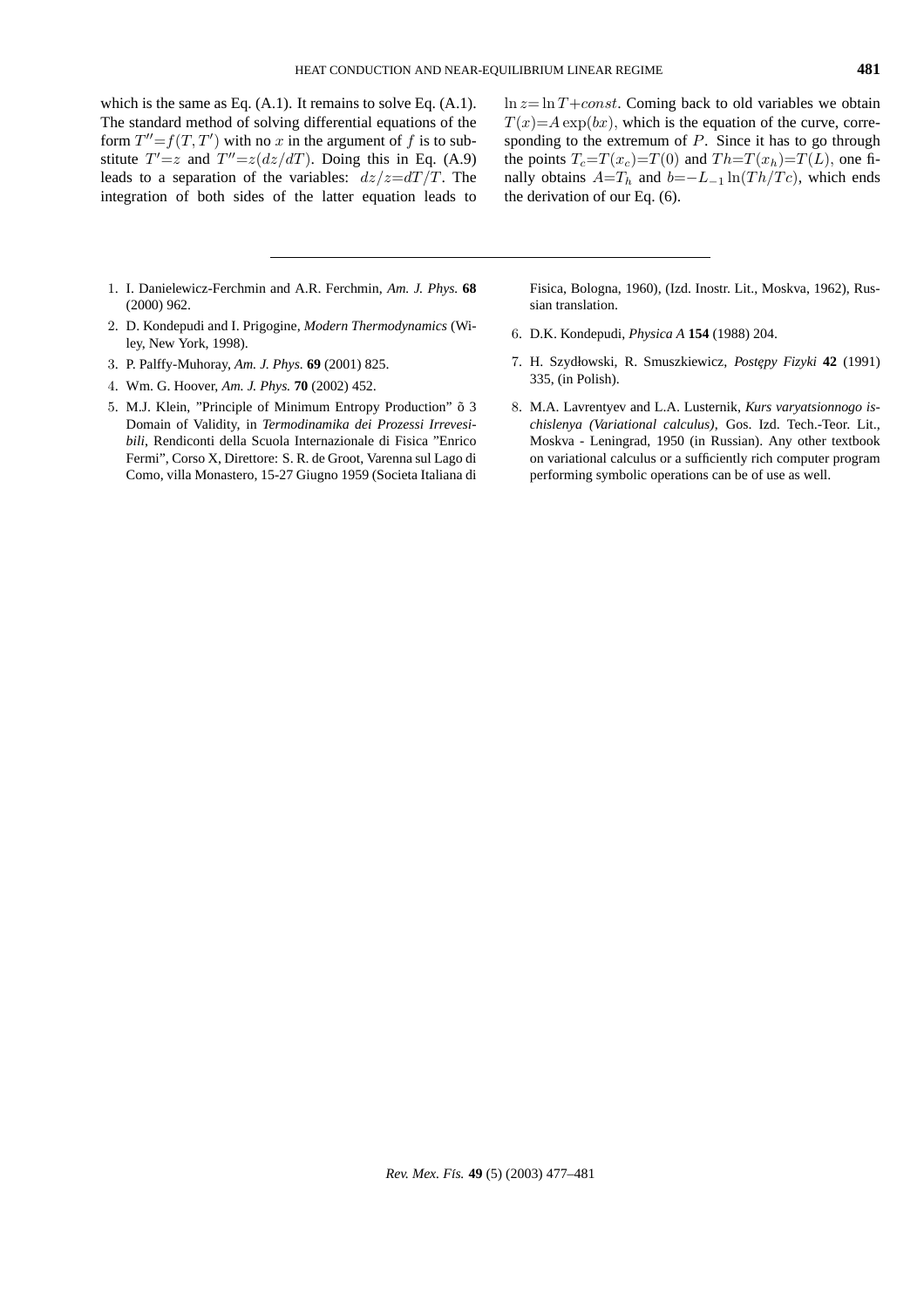which is the same as Eq. (A.1). It remains to solve Eq. (A.1). The standard method of solving differential equations of the form $T''=f(T,T')$ with no $x$ in the argument of $f$ is to substitute $T'=z$ and $T''=z(dz/dT)$. Doing this in Eq. (A.9) leads to a separation of the variables: $dz/z=dT/T$. The integration of both sides of the latter equation leads to $\ln z=\ln T+const$. Coming back to old variables we obtain $T(x)=A\exp(bx)$, which is the equation of the curve, corresponding to the extremum of $P$. Since it has to go through the points $T_c=T(x_c)=T(0)$ and $Th=T(x_h)=T(L)$, one finally obtains $A=T_h$ and $b=-L_{-1}\ln(Th/Tc)$, which ends the derivation of our Eq. (6).

---

1. I. Danielewicz-Ferchmin and A.R. Ferchmin, *Am. J. Phys.* **68** (2000) 962.
2. D. Kondepudi and I. Prigogine, *Modern Thermodynamics* (Wiley, New York, 1998).
3. P. Palffy-Muhoray, *Am. J. Phys.* **69** (2001) 825.
4. Wm. G. Hoover, *Am. J. Phys.* **70** (2002) 452.
5. M.J. Klein, "Principle of Minimum Entropy Production" õ 3 Domain of Validity, in *Termodinamika dei Prozessi Irrevesibili*, Rendiconti della Scuola Internazionale di Fisica "Enrico Fermi", Corso X, Direttore: S. R. de Groot, Varenna sul Lago di Como, villa Monastero, 15-27 Giugno 1959 (Societa Italiana di Fisica, Bologna, 1960), (Izd. Inostr. Lit., Moskva, 1962), Russian translation.
6. D.K. Kondepudi, *Physica A* **154** (1988) 204.
7. H. Szydłowski, R. Smuszkiewicz, *Postępy Fizyki* **42** (1991) 335, (in Polish).
8. M.A. Lavrentyev and L.A. Lusternik, *Kurs varyatsionnogo ischislenya (Variational calculus)*, Gos. Izd. Tech.-Teor. Lit., Moskva - Leningrad, 1950 (in Russian). Any other textbook on variational calculus or a sufficiently rich computer program performing symbolic operations can be of use as well.